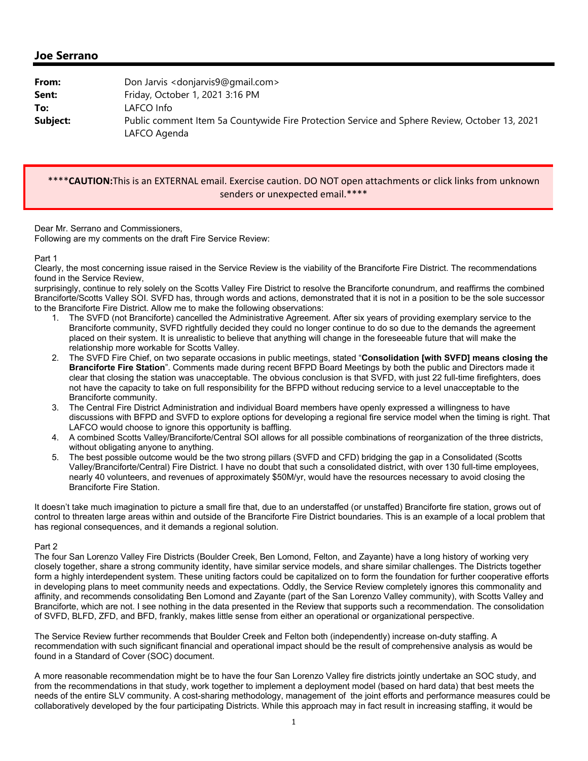## Joe Serrano

| | |
|---|---|
| **From:** | Don Jarvis <donjarvis9@gmail.com> |
| **Sent:** | Friday, October 1, 2021 3:16 PM |
| **To:** | LAFCO Info |
| **Subject:** | Public comment Item 5a Countywide Fire Protection Service and Sphere Review, October 13, 2021 LAFCO Agenda |

****CAUTION:This is an EXTERNAL email. Exercise caution. DO NOT open attachments or click links from unknown senders or unexpected email.****

Dear Mr. Serrano and Commissioners,
Following are my comments on the draft Fire Service Review:

Part 1
Clearly, the most concerning issue raised in the Service Review is the viability of the Branciforte Fire District. The recommendations found in the Service Review,
surprisingly, continue to rely solely on the Scotts Valley Fire District to resolve the Branciforte conundrum, and reaffirms the combined Branciforte/Scotts Valley SOI. SVFD has, through words and actions, demonstrated that it is not in a position to be the sole successor to the Branciforte Fire District. Allow me to make the following observations:

1. The SVFD (not Branciforte) cancelled the Administrative Agreement. After six years of providing exemplary service to the Branciforte community, SVFD rightfully decided they could no longer continue to do so due to the demands the agreement placed on their system. It is unrealistic to believe that anything will change in the foreseeable future that will make the relationship more workable for Scotts Valley.
2. The SVFD Fire Chief, on two separate occasions in public meetings, stated "**Consolidation [with SVFD] means closing the Branciforte Fire Station**". Comments made during recent BFPD Board Meetings by both the public and Directors made it clear that closing the station was unacceptable. The obvious conclusion is that SVFD, with just 22 full-time firefighters, does not have the capacity to take on full responsibility for the BFPD without reducing service to a level unacceptable to the Branciforte community.
3. The Central Fire District Administration and individual Board members have openly expressed a willingness to have discussions with BFPD and SVFD to explore options for developing a regional fire service model when the timing is right. That LAFCO would choose to ignore this opportunity is baffling.
4. A combined Scotts Valley/Branciforte/Central SOI allows for all possible combinations of reorganization of the three districts, without obligating anyone to anything.
5. The best possible outcome would be the two strong pillars (SVFD and CFD) bridging the gap in a Consolidated (Scotts Valley/Branciforte/Central) Fire District. I have no doubt that such a consolidated district, with over 130 full-time employees, nearly 40 volunteers, and revenues of approximately $50M/yr, would have the resources necessary to avoid closing the Branciforte Fire Station.

It doesn't take much imagination to picture a small fire that, due to an understaffed (or unstaffed) Branciforte fire station, grows out of control to threaten large areas within and outside of the Branciforte Fire District boundaries. This is an example of a local problem that has regional consequences, and it demands a regional solution.

Part 2
The four San Lorenzo Valley Fire Districts (Boulder Creek, Ben Lomond, Felton, and Zayante) have a long history of working very closely together, share a strong community identity, have similar service models, and share similar challenges. The Districts together form a highly interdependent system. These uniting factors could be capitalized on to form the foundation for further cooperative efforts in developing plans to meet community needs and expectations. Oddly, the Service Review completely ignores this commonality and affinity, and recommends consolidating Ben Lomond and Zayante (part of the San Lorenzo Valley community), with Scotts Valley and Branciforte, which are not. I see nothing in the data presented in the Review that supports such a recommendation. The consolidation of SVFD, BLFD, ZFD, and BFD, frankly, makes little sense from either an operational or organizational perspective.

The Service Review further recommends that Boulder Creek and Felton both (independently) increase on-duty staffing. A recommendation with such significant financial and operational impact should be the result of comprehensive analysis as would be found in a Standard of Cover (SOC) document.

A more reasonable recommendation might be to have the four San Lorenzo Valley fire districts jointly undertake an SOC study, and from the recommendations in that study, work together to implement a deployment model (based on hard data) that best meets the needs of the entire SLV community. A cost-sharing methodology, management of the joint efforts and performance measures could be collaboratively developed by the four participating Districts. While this approach may in fact result in increasing staffing, it would be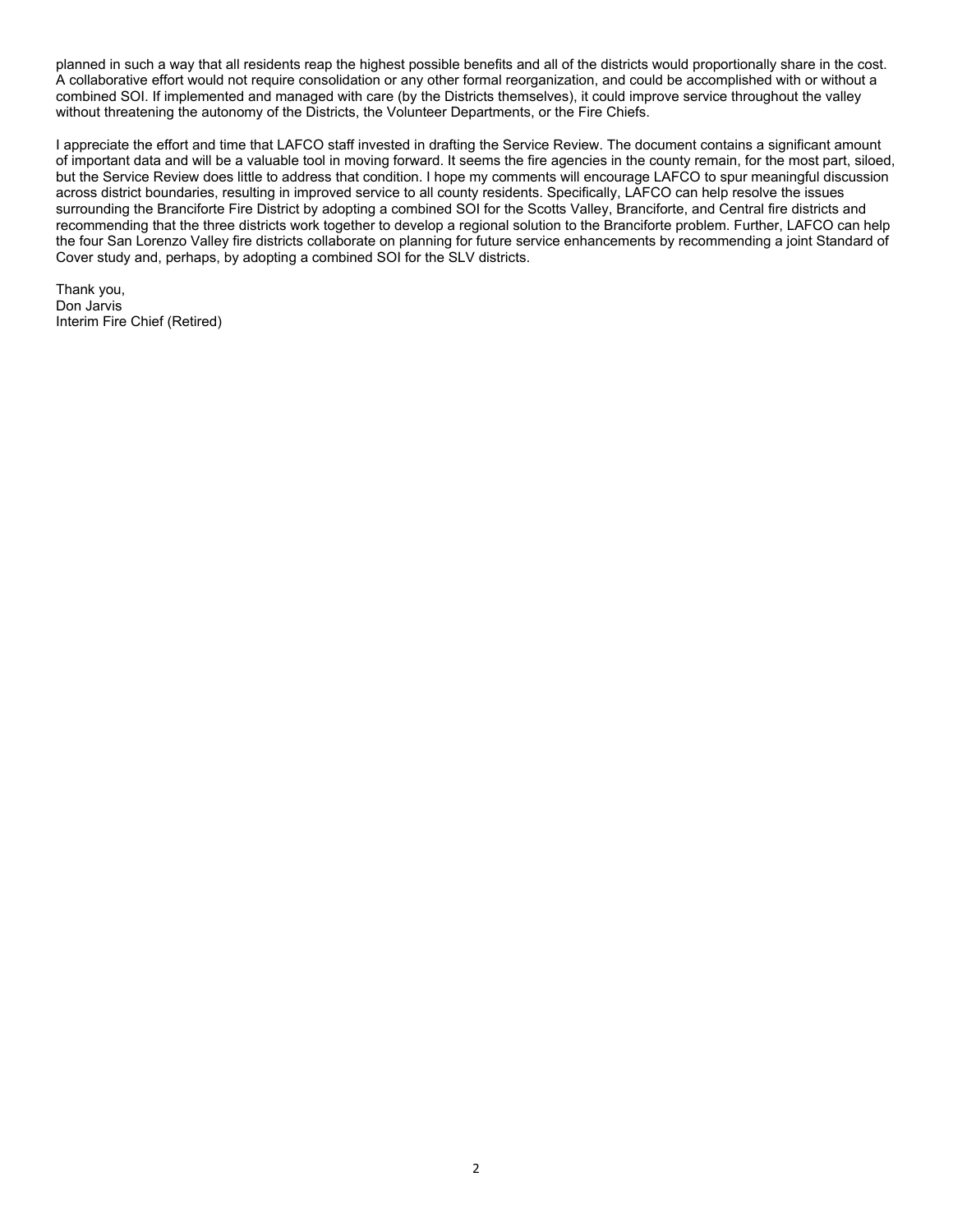planned in such a way that all residents reap the highest possible benefits and all of the districts would proportionally share in the cost. A collaborative effort would not require consolidation or any other formal reorganization, and could be accomplished with or without a combined SOI. If implemented and managed with care (by the Districts themselves), it could improve service throughout the valley without threatening the autonomy of the Districts, the Volunteer Departments, or the Fire Chiefs.

I appreciate the effort and time that LAFCO staff invested in drafting the Service Review. The document contains a significant amount of important data and will be a valuable tool in moving forward. It seems the fire agencies in the county remain, for the most part, siloed, but the Service Review does little to address that condition. I hope my comments will encourage LAFCO to spur meaningful discussion across district boundaries, resulting in improved service to all county residents. Specifically, LAFCO can help resolve the issues surrounding the Branciforte Fire District by adopting a combined SOI for the Scotts Valley, Branciforte, and Central fire districts and recommending that the three districts work together to develop a regional solution to the Branciforte problem. Further, LAFCO can help the four San Lorenzo Valley fire districts collaborate on planning for future service enhancements by recommending a joint Standard of Cover study and, perhaps, by adopting a combined SOI for the SLV districts.

Thank you,  
Don Jarvis  
Interim Fire Chief (Retired)